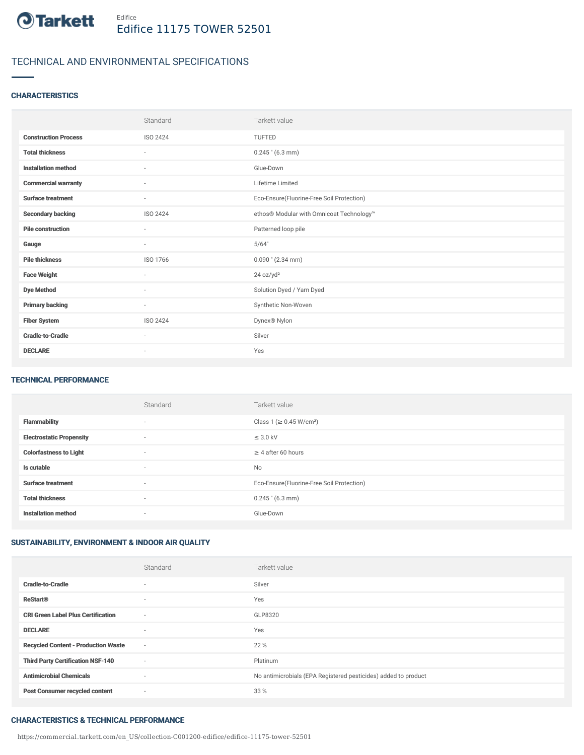Edifice

# Edifice 11175 TOWER 52501

## TECHNICAL AND ENVIRONMENTAL SPECIFICATIONS

### CHARACTERISTICS

| | Standard | Tarkett value |
|---|---|---|
| **Construction Process** | ISO 2424 | TUFTED |
| **Total thickness** | - | 0.245 " (6.3 mm) |
| **Installation method** | - | Glue-Down |
| **Commercial warranty** | - | Lifetime Limited |
| **Surface treatment** | - | Eco-Ensure(Fluorine-Free Soil Protection) |
| **Secondary backing** | ISO 2424 | ethos® Modular with Omnicoat Technology™ |
| **Pile construction** | - | Patterned loop pile |
| **Gauge** | - | 5/64" |
| **Pile thickness** | ISO 1766 | 0.090 " (2.34 mm) |
| **Face Weight** | - | 24 oz/yd² |
| **Dye Method** | - | Solution Dyed / Yarn Dyed |
| **Primary backing** | - | Synthetic Non-Woven |
| **Fiber System** | ISO 2424 | Dynex® Nylon |
| **Cradle-to-Cradle** | - | Silver |
| **DECLARE** | - | Yes |

### TECHNICAL PERFORMANCE

| | Standard | Tarkett value |
|---|---|---|
| **Flammability** | - | Class 1 (≥ 0.45 W/cm²) |
| **Electrostatic Propensity** | - | ≤ 3.0 kV |
| **Colorfastness to Light** | - | ≥ 4 after 60 hours |
| **Is cutable** | - | No |
| **Surface treatment** | - | Eco-Ensure(Fluorine-Free Soil Protection) |
| **Total thickness** | - | 0.245 " (6.3 mm) |
| **Installation method** | - | Glue-Down |

### SUSTAINABILITY, ENVIRONMENT & INDOOR AIR QUALITY

| | Standard | Tarkett value |
|---|---|---|
| **Cradle-to-Cradle** | - | Silver |
| **ReStart®** | - | Yes |
| **CRI Green Label Plus Certification** | - | GLP8320 |
| **DECLARE** | - | Yes |
| **Recycled Content - Production Waste** | - | 22 % |
| **Third Party Certification NSF-140** | - | Platinum |
| **Antimicrobial Chemicals** | - | No antimicrobials (EPA Registered pesticides) added to product |
| **Post Consumer recycled content** | - | 33 % |

### CHARACTERISTICS & TECHNICAL PERFORMANCE

https://commercial.tarkett.com/en_US/collection-C001200-edifice/edifice-11175-tower-52501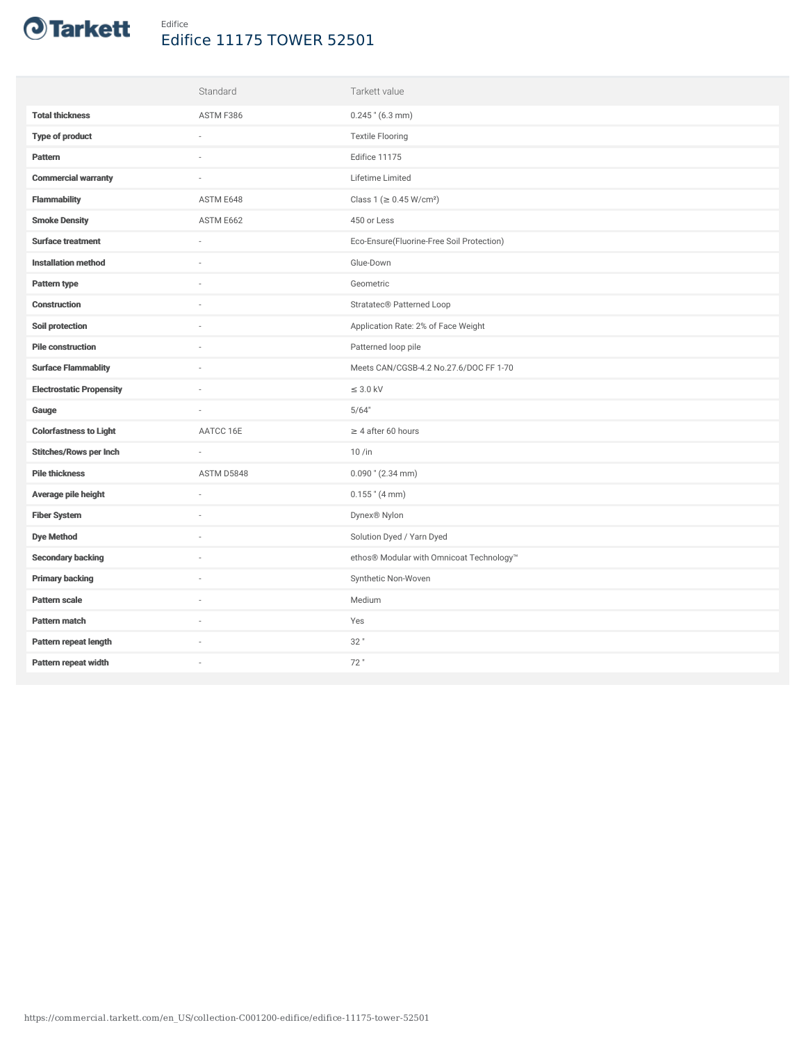Edifice

# Edifice 11175 TOWER 52501

| | Standard | Tarkett value |
|---|---|---|
| **Total thickness** | ASTM F386 | 0.245 " (6.3 mm) |
| **Type of product** | - | Textile Flooring |
| **Pattern** | - | Edifice 11175 |
| **Commercial warranty** | - | Lifetime Limited |
| **Flammability** | ASTM E648 | Class 1 (≥ 0.45 W/cm²) |
| **Smoke Density** | ASTM E662 | 450 or Less |
| **Surface treatment** | - | Eco-Ensure(Fluorine-Free Soil Protection) |
| **Installation method** | - | Glue-Down |
| **Pattern type** | - | Geometric |
| **Construction** | - | Stratatec® Patterned Loop |
| **Soil protection** | - | Application Rate: 2% of Face Weight |
| **Pile construction** | - | Patterned loop pile |
| **Surface Flammablity** | - | Meets CAN/CGSB-4.2 No.27.6/DOC FF 1-70 |
| **Electrostatic Propensity** | - | ≤ 3.0 kV |
| **Gauge** | - | 5/64" |
| **Colorfastness to Light** | AATCC 16E | ≥ 4 after 60 hours |
| **Stitches/Rows per Inch** | - | 10 /in |
| **Pile thickness** | ASTM D5848 | 0.090 " (2.34 mm) |
| **Average pile height** | - | 0.155 " (4 mm) |
| **Fiber System** | - | Dynex® Nylon |
| **Dye Method** | - | Solution Dyed / Yarn Dyed |
| **Secondary backing** | - | ethos® Modular with Omnicoat Technology™ |
| **Primary backing** | - | Synthetic Non-Woven |
| **Pattern scale** | - | Medium |
| **Pattern match** | - | Yes |
| **Pattern repeat length** | - | 32 " |
| **Pattern repeat width** | - | 72 " |

https://commercial.tarkett.com/en_US/collection-C001200-edifice/edifice-11175-tower-52501